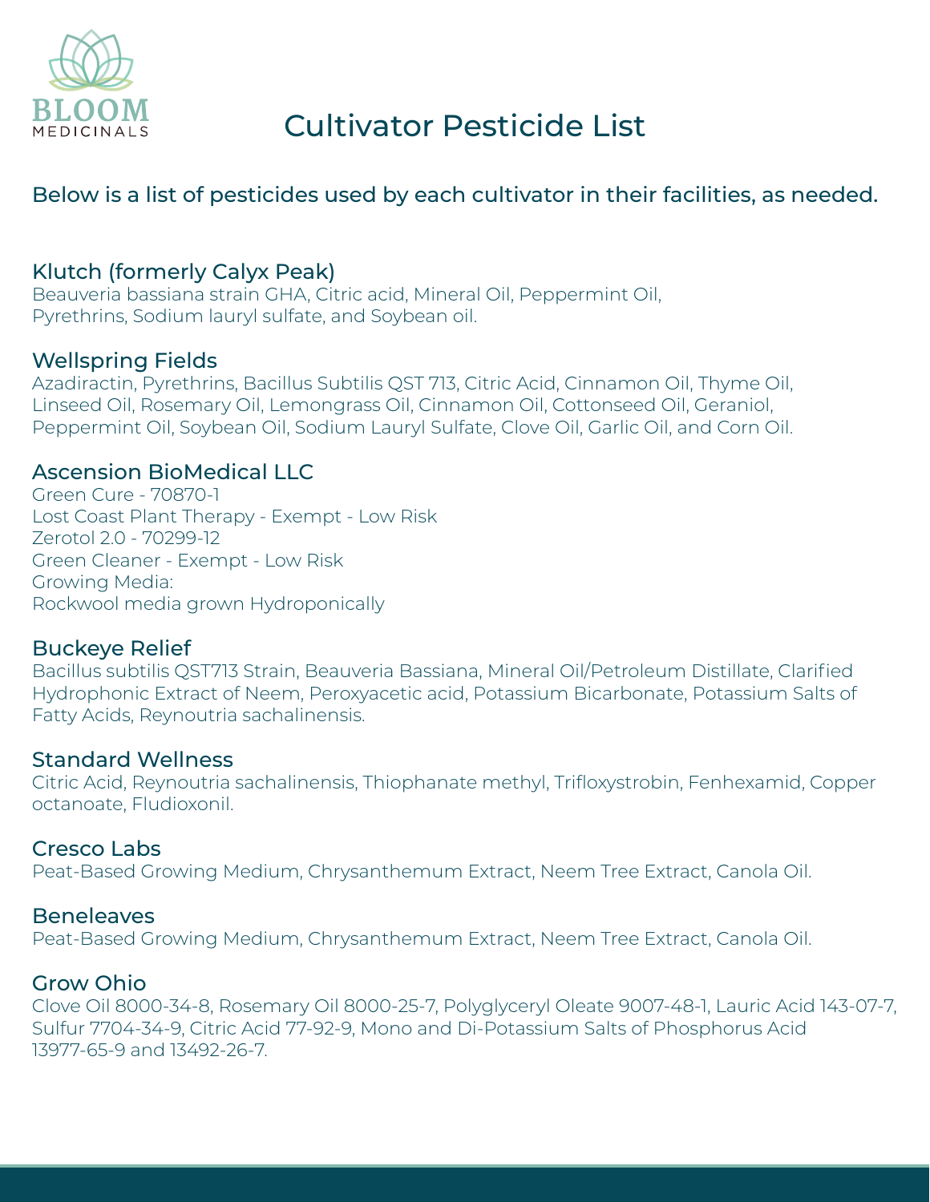BLOOM MEDICINALS

# Cultivator Pesticide List

Below is a list of pesticides used by each cultivator in their facilities, as needed.

## Klutch (formerly Calyx Peak)

Beauveria bassiana strain GHA, Citric acid, Mineral Oil, Peppermint Oil, Pyrethrins, Sodium lauryl sulfate, and Soybean oil.

## Wellspring Fields

Azadiractin, Pyrethrins, Bacillus Subtilis QST 713, Citric Acid, Cinnamon Oil, Thyme Oil, Linseed Oil, Rosemary Oil, Lemongrass Oil, Cinnamon Oil, Cottonseed Oil, Geraniol, Peppermint Oil, Soybean Oil, Sodium Lauryl Sulfate, Clove Oil, Garlic Oil, and Corn Oil.

## Ascension BioMedical LLC

Green Cure - 70870-1
Lost Coast Plant Therapy - Exempt - Low Risk
Zerotol 2.0 - 70299-12
Green Cleaner - Exempt - Low Risk
Growing Media:
Rockwool media grown Hydroponically

## Buckeye Relief

Bacillus subtilis QST713 Strain, Beauveria Bassiana, Mineral Oil/Petroleum Distillate, Clarified Hydrophonic Extract of Neem, Peroxyacetic acid, Potassium Bicarbonate, Potassium Salts of Fatty Acids, Reynoutria sachalinensis.

## Standard Wellness

Citric Acid, Reynoutria sachalinensis, Thiophanate methyl, Trifloxystrobin, Fenhexamid, Copper octanoate, Fludioxonil.

## Cresco Labs

Peat-Based Growing Medium, Chrysanthemum Extract, Neem Tree Extract, Canola Oil.

## Beneleaves

Peat-Based Growing Medium, Chrysanthemum Extract, Neem Tree Extract, Canola Oil.

## Grow Ohio

Clove Oil 8000-34-8, Rosemary Oil 8000-25-7, Polyglyceryl Oleate 9007-48-1, Lauric Acid 143-07-7, Sulfur 7704-34-9, Citric Acid 77-92-9, Mono and Di-Potassium Salts of Phosphorus Acid 13977-65-9 and 13492-26-7.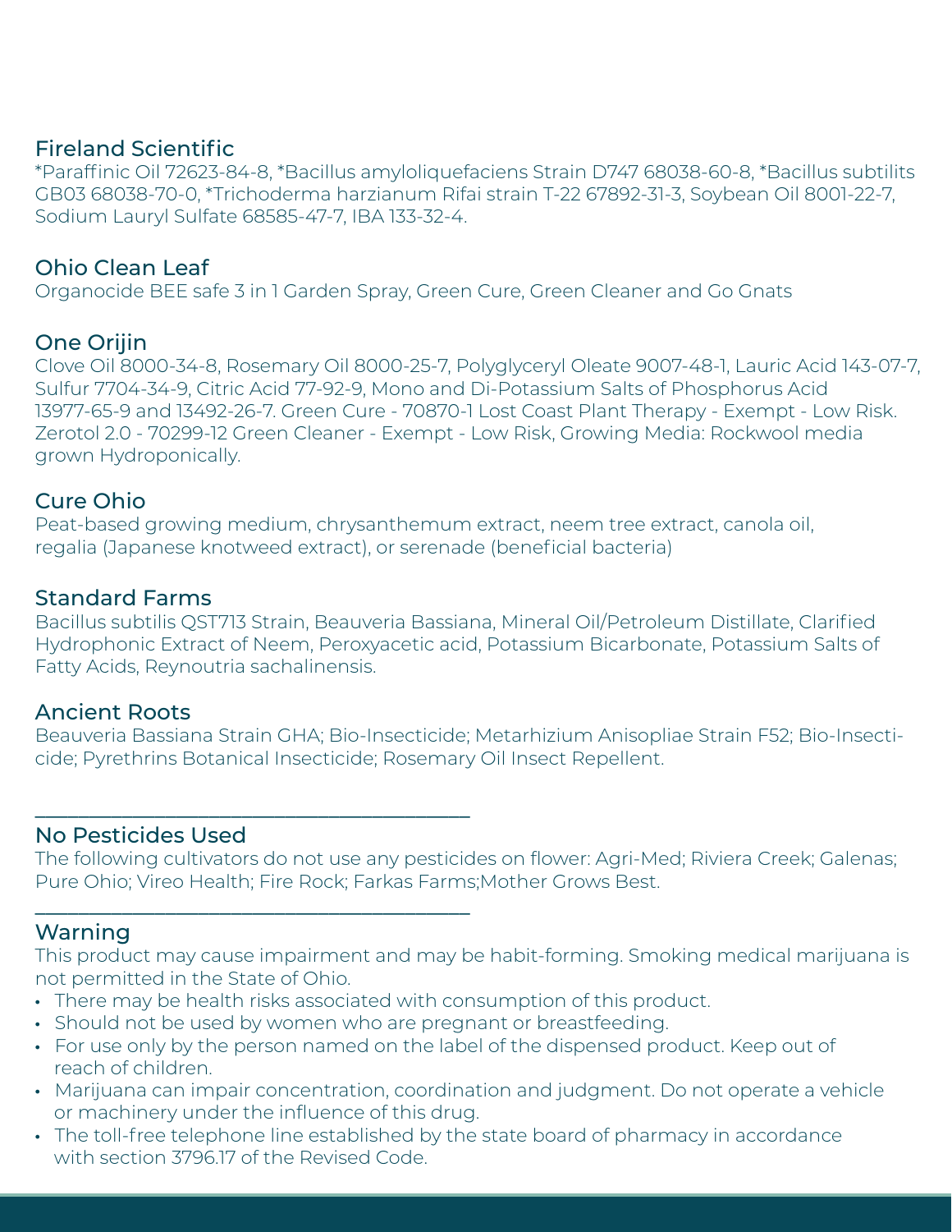## Fireland Scientific

*Paraffinic Oil 72623-84-8, *Bacillus amyloliquefaciens Strain D747 68038-60-8, *Bacillus subtilits GB03 68038-70-0, *Trichoderma harzianum Rifai strain T-22 67892-31-3, Soybean Oil 8001-22-7, Sodium Lauryl Sulfate 68585-47-7, IBA 133-32-4.

## Ohio Clean Leaf

Organocide BEE safe 3 in 1 Garden Spray, Green Cure, Green Cleaner and Go Gnats

## One Orijin

Clove Oil 8000-34-8, Rosemary Oil 8000-25-7, Polyglyceryl Oleate 9007-48-1, Lauric Acid 143-07-7, Sulfur 7704-34-9, Citric Acid 77-92-9, Mono and Di-Potassium Salts of Phosphorus Acid 13977-65-9 and 13492-26-7. Green Cure - 70870-1 Lost Coast Plant Therapy - Exempt - Low Risk. Zerotol 2.0 - 70299-12 Green Cleaner - Exempt - Low Risk, Growing Media: Rockwool media grown Hydroponically.

## Cure Ohio

Peat-based growing medium, chrysanthemum extract, neem tree extract, canola oil, regalia (Japanese knotweed extract), or serenade (beneficial bacteria)

## Standard Farms

Bacillus subtilis QST713 Strain, Beauveria Bassiana, Mineral Oil/Petroleum Distillate, Clarified Hydrophonic Extract of Neem, Peroxyacetic acid, Potassium Bicarbonate, Potassium Salts of Fatty Acids, Reynoutria sachalinensis.

## Ancient Roots

Beauveria Bassiana Strain GHA; Bio-Insecticide; Metarhizium Anisopliae Strain F52; Bio-Insecticide; Pyrethrins Botanical Insecticide; Rosemary Oil Insect Repellent.

---

## No Pesticides Used

The following cultivators do not use any pesticides on flower: Agri-Med; Riviera Creek; Galenas; Pure Ohio; Vireo Health; Fire Rock; Farkas Farms;Mother Grows Best.

---

## Warning

This product may cause impairment and may be habit-forming. Smoking medical marijuana is not permitted in the State of Ohio.

- There may be health risks associated with consumption of this product.
- Should not be used by women who are pregnant or breastfeeding.
- For use only by the person named on the label of the dispensed product. Keep out of reach of children.
- Marijuana can impair concentration, coordination and judgment. Do not operate a vehicle or machinery under the influence of this drug.
- The toll-free telephone line established by the state board of pharmacy in accordance with section 3796.17 of the Revised Code.